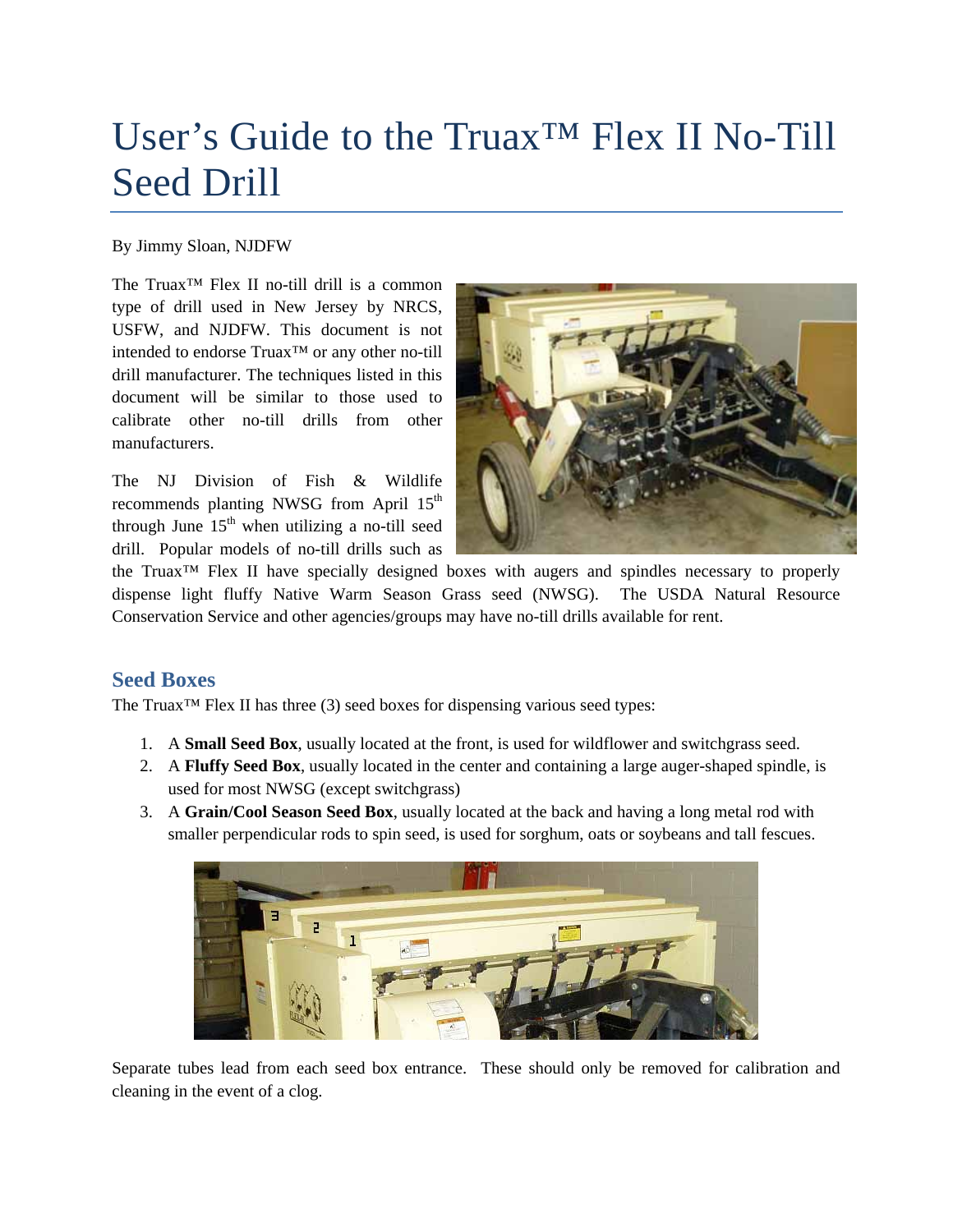# User's Guide to the Truax™ Flex II No-Till Seed Drill

By Jimmy Sloan, NJDFW

The Truax™ Flex II no-till drill is a common type of drill used in New Jersey by NRCS, USFW, and NJDFW. This document is not intended to endorse Truax™ or any other no-till drill manufacturer. The techniques listed in this document will be similar to those used to calibrate other no-till drills from other manufacturers.

The NJ Division of Fish & Wildlife recommends planting NWSG from April 15th through June 15th when utilizing a no-till seed drill. Popular models of no-till drills such as the Truax™ Flex II have specially designed boxes with augers and spindles necessary to properly dispense light fluffy Native Warm Season Grass seed (NWSG). The USDA Natural Resource Conservation Service and other agencies/groups may have no-till drills available for rent.

## Seed Boxes

The Truax™ Flex II has three (3) seed boxes for dispensing various seed types:

1. A **Small Seed Box**, usually located at the front, is used for wildflower and switchgrass seed.
2. A **Fluffy Seed Box**, usually located in the center and containing a large auger-shaped spindle, is used for most NWSG (except switchgrass)
3. A **Grain/Cool Season Seed Box**, usually located at the back and having a long metal rod with smaller perpendicular rods to spin seed, is used for sorghum, oats or soybeans and tall fescues.

Separate tubes lead from each seed box entrance. These should only be removed for calibration and cleaning in the event of a clog.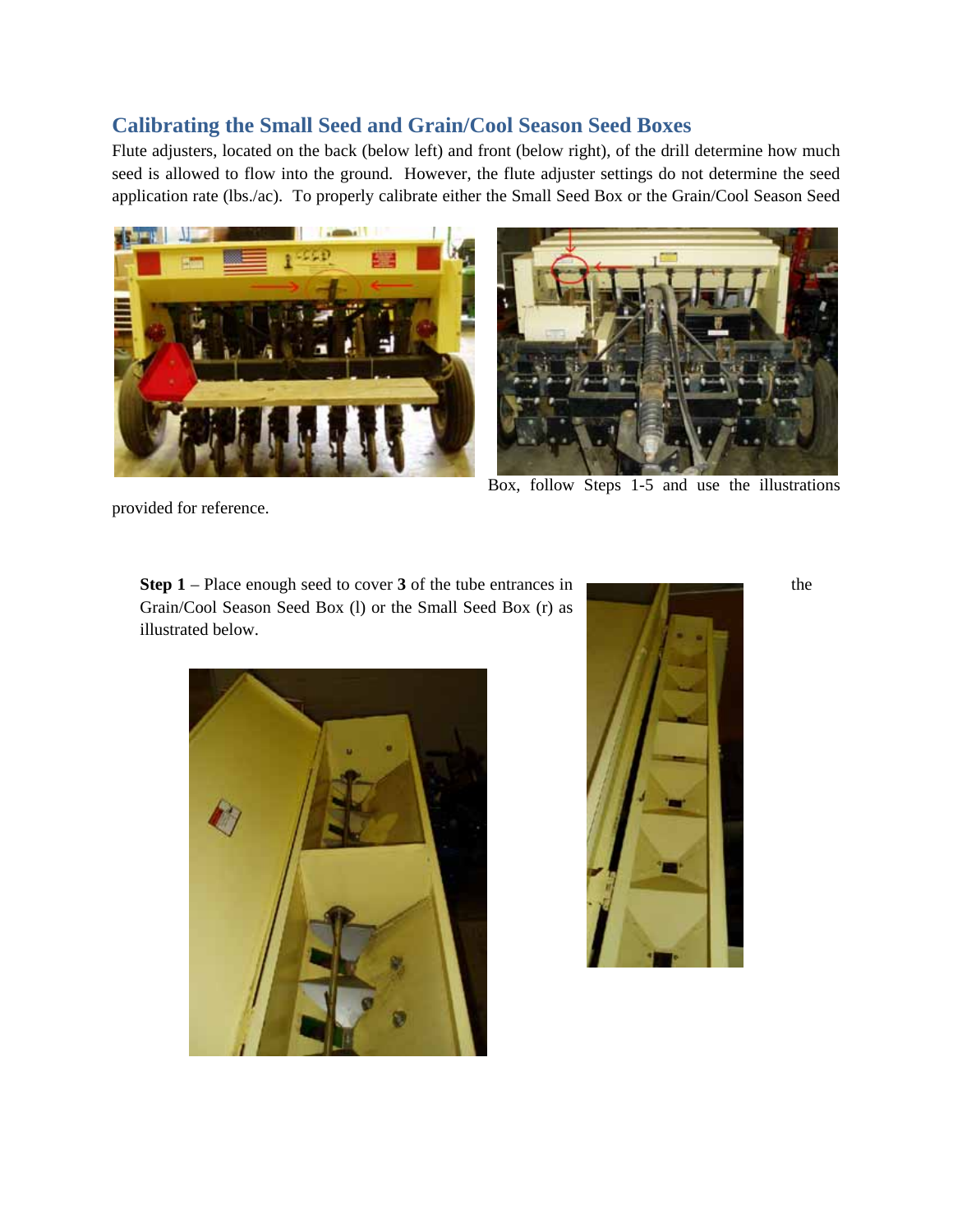## Calibrating the Small Seed and Grain/Cool Season Seed Boxes

Flute adjusters, located on the back (below left) and front (below right), of the drill determine how much seed is allowed to flow into the ground. However, the flute adjuster settings do not determine the seed application rate (lbs./ac). To properly calibrate either the Small Seed Box or the Grain/Cool Season Seed Box, follow Steps 1-5 and use the illustrations provided for reference.

**Step 1** – Place enough seed to cover **3** of the tube entrances in the Grain/Cool Season Seed Box (l) or the Small Seed Box (r) as illustrated below.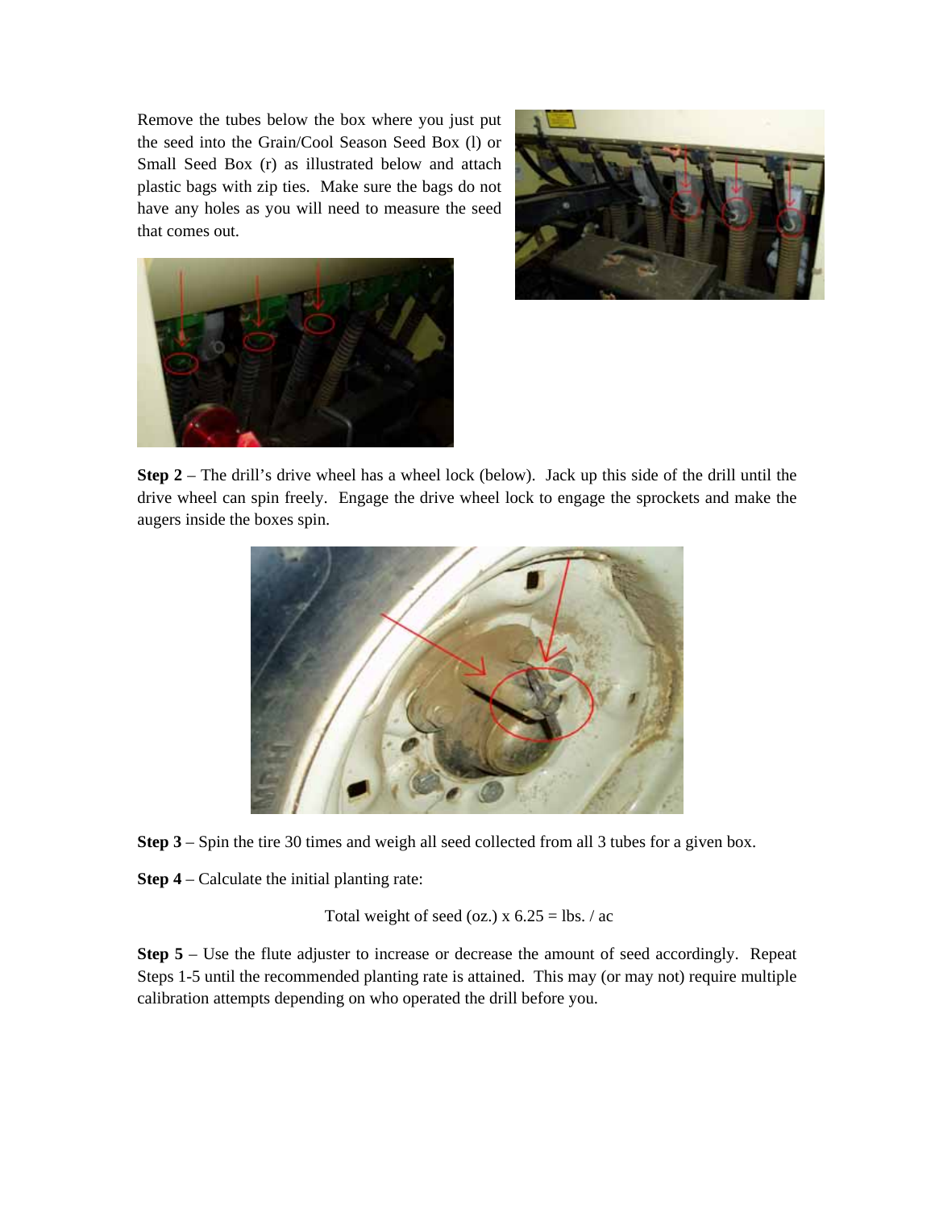Remove the tubes below the box where you just put the seed into the Grain/Cool Season Seed Box (l) or Small Seed Box (r) as illustrated below and attach plastic bags with zip ties. Make sure the bags do not have any holes as you will need to measure the seed that comes out.

**Step 2** – The drill's drive wheel has a wheel lock (below). Jack up this side of the drill until the drive wheel can spin freely. Engage the drive wheel lock to engage the sprockets and make the augers inside the boxes spin.

**Step 3** – Spin the tire 30 times and weigh all seed collected from all 3 tubes for a given box.

**Step 4** – Calculate the initial planting rate:

Total weight of seed (oz.) x 6.25 = lbs. / ac

**Step 5** – Use the flute adjuster to increase or decrease the amount of seed accordingly. Repeat Steps 1-5 until the recommended planting rate is attained. This may (or may not) require multiple calibration attempts depending on who operated the drill before you.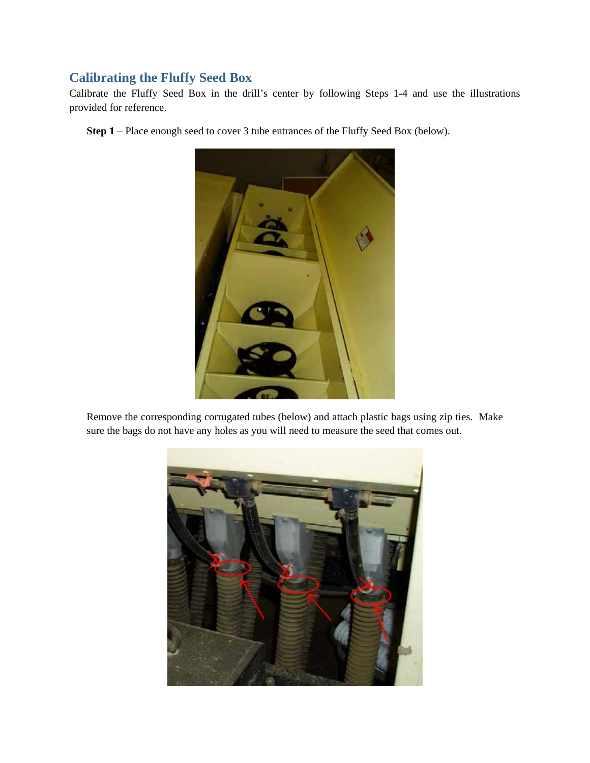## Calibrating the Fluffy Seed Box

Calibrate the Fluffy Seed Box in the drill's center by following Steps 1-4 and use the illustrations provided for reference.

**Step 1** – Place enough seed to cover 3 tube entrances of the Fluffy Seed Box (below).

Remove the corresponding corrugated tubes (below) and attach plastic bags using zip ties. Make sure the bags do not have any holes as you will need to measure the seed that comes out.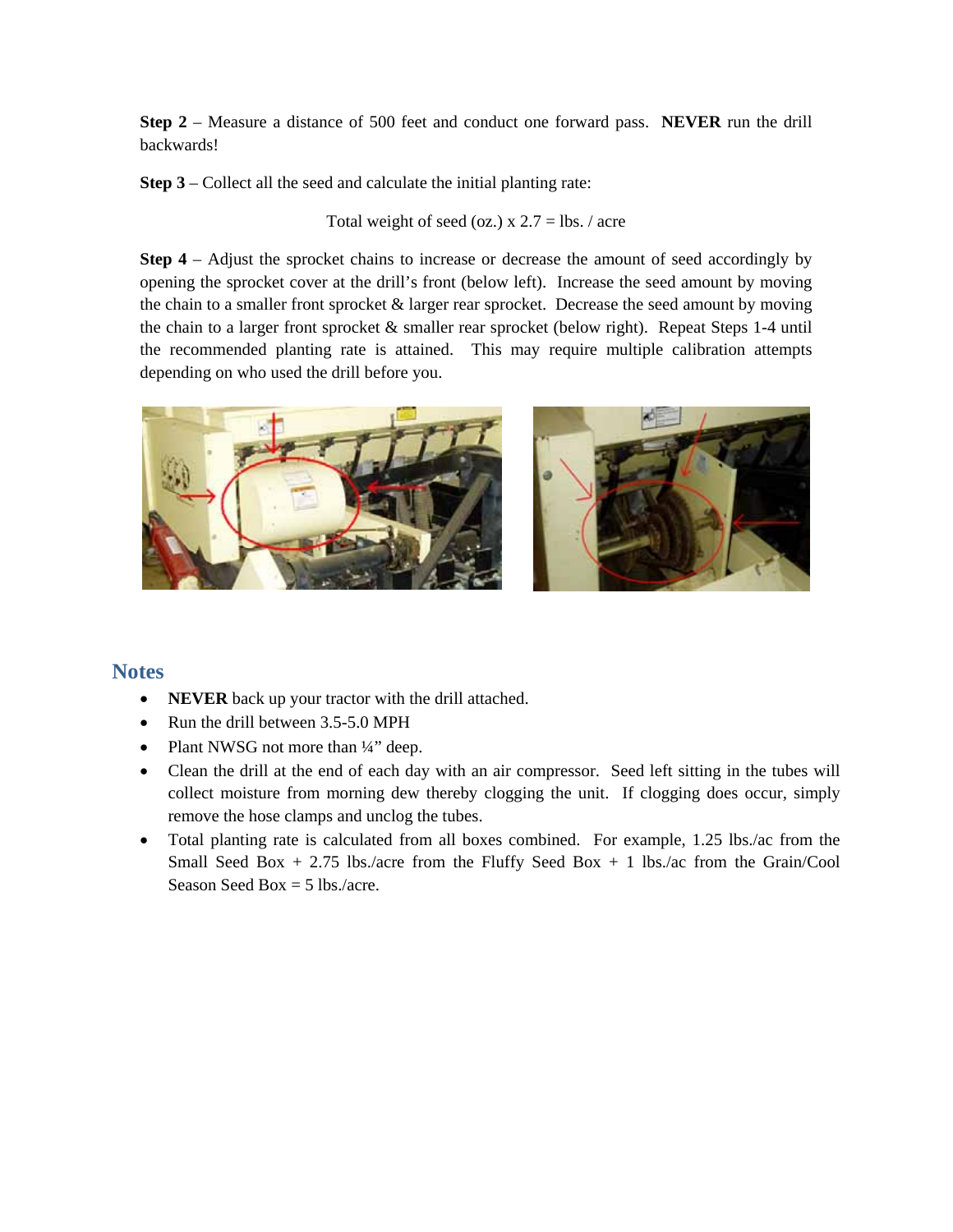**Step 2** – Measure a distance of 500 feet and conduct one forward pass. **NEVER** run the drill backwards!

**Step 3** – Collect all the seed and calculate the initial planting rate:

Total weight of seed (oz.) x 2.7 = lbs. / acre

**Step 4** – Adjust the sprocket chains to increase or decrease the amount of seed accordingly by opening the sprocket cover at the drill's front (below left). Increase the seed amount by moving the chain to a smaller front sprocket & larger rear sprocket. Decrease the seed amount by moving the chain to a larger front sprocket & smaller rear sprocket (below right). Repeat Steps 1-4 until the recommended planting rate is attained. This may require multiple calibration attempts depending on who used the drill before you.

## Notes

- **NEVER** back up your tractor with the drill attached.
- Run the drill between 3.5-5.0 MPH
- Plant NWSG not more than ¼" deep.
- Clean the drill at the end of each day with an air compressor. Seed left sitting in the tubes will collect moisture from morning dew thereby clogging the unit. If clogging does occur, simply remove the hose clamps and unclog the tubes.
- Total planting rate is calculated from all boxes combined. For example, 1.25 lbs./ac from the Small Seed Box + 2.75 lbs./acre from the Fluffy Seed Box + 1 lbs./ac from the Grain/Cool Season Seed Box = 5 lbs./acre.